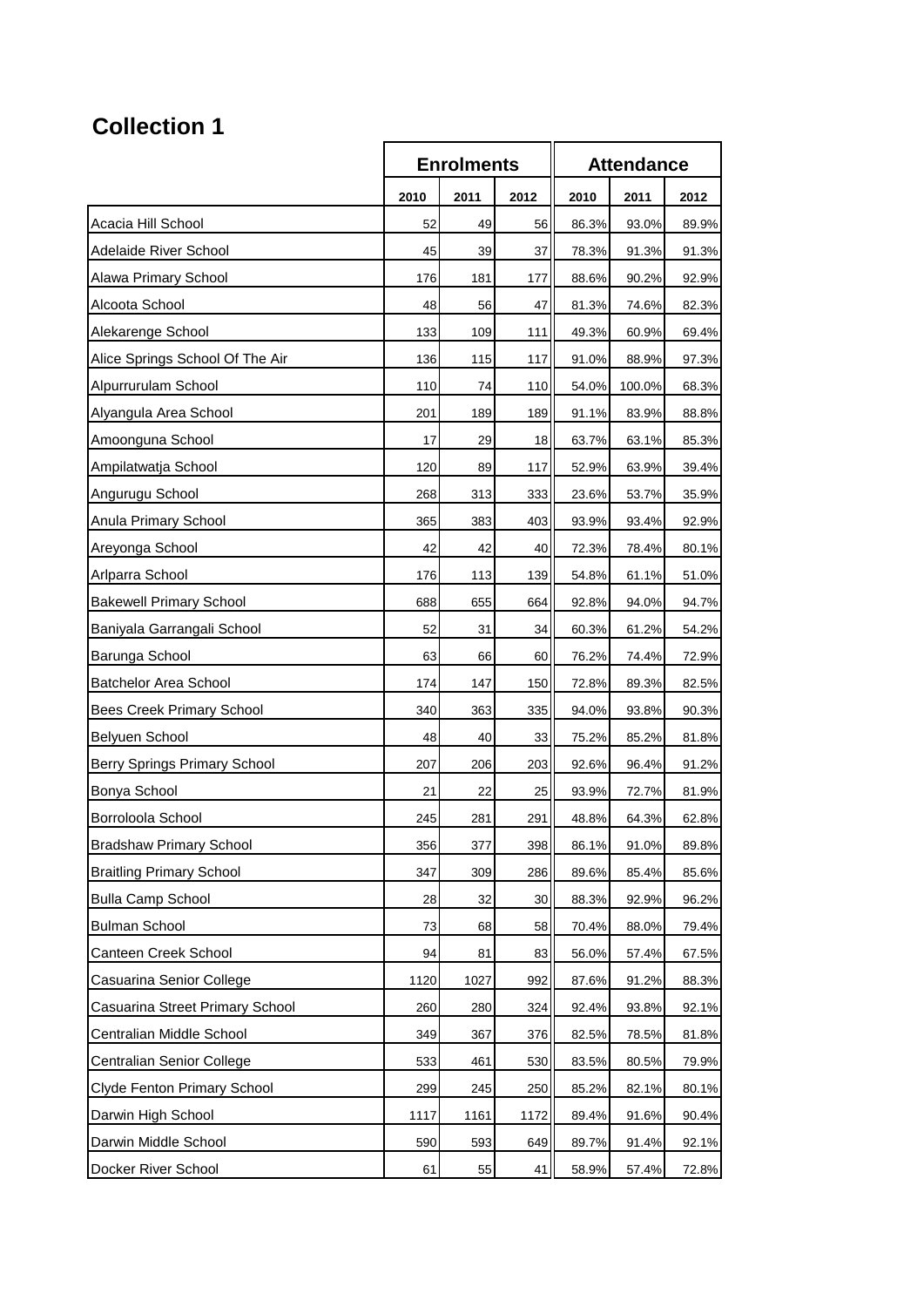# Collection 1

| | Enrolments | | | Attendance | | |
|---|---|---|---|---|---|---|
| | 2010 | 2011 | 2012 | 2010 | 2011 | 2012 |
| Acacia Hill School | 52 | 49 | 56 | 86.3% | 93.0% | 89.9% |
| Adelaide River School | 45 | 39 | 37 | 78.3% | 91.3% | 91.3% |
| Alawa Primary School | 176 | 181 | 177 | 88.6% | 90.2% | 92.9% |
| Alcoota School | 48 | 56 | 47 | 81.3% | 74.6% | 82.3% |
| Alekarenge School | 133 | 109 | 111 | 49.3% | 60.9% | 69.4% |
| Alice Springs School Of The Air | 136 | 115 | 117 | 91.0% | 88.9% | 97.3% |
| Alpurrurulam School | 110 | 74 | 110 | 54.0% | 100.0% | 68.3% |
| Alyangula Area School | 201 | 189 | 189 | 91.1% | 83.9% | 88.8% |
| Amoonguna School | 17 | 29 | 18 | 63.7% | 63.1% | 85.3% |
| Ampilatwatja School | 120 | 89 | 117 | 52.9% | 63.9% | 39.4% |
| Angurugu School | 268 | 313 | 333 | 23.6% | 53.7% | 35.9% |
| Anula Primary School | 365 | 383 | 403 | 93.9% | 93.4% | 92.9% |
| Areyonga School | 42 | 42 | 40 | 72.3% | 78.4% | 80.1% |
| Arlparra School | 176 | 113 | 139 | 54.8% | 61.1% | 51.0% |
| Bakewell Primary School | 688 | 655 | 664 | 92.8% | 94.0% | 94.7% |
| Baniyala Garrangali School | 52 | 31 | 34 | 60.3% | 61.2% | 54.2% |
| Barunga School | 63 | 66 | 60 | 76.2% | 74.4% | 72.9% |
| Batchelor Area School | 174 | 147 | 150 | 72.8% | 89.3% | 82.5% |
| Bees Creek Primary School | 340 | 363 | 335 | 94.0% | 93.8% | 90.3% |
| Belyuen School | 48 | 40 | 33 | 75.2% | 85.2% | 81.8% |
| Berry Springs Primary School | 207 | 206 | 203 | 92.6% | 96.4% | 91.2% |
| Bonya School | 21 | 22 | 25 | 93.9% | 72.7% | 81.9% |
| Borroloola School | 245 | 281 | 291 | 48.8% | 64.3% | 62.8% |
| Bradshaw Primary School | 356 | 377 | 398 | 86.1% | 91.0% | 89.8% |
| Braitling Primary School | 347 | 309 | 286 | 89.6% | 85.4% | 85.6% |
| Bulla Camp School | 28 | 32 | 30 | 88.3% | 92.9% | 96.2% |
| Bulman School | 73 | 68 | 58 | 70.4% | 88.0% | 79.4% |
| Canteen Creek School | 94 | 81 | 83 | 56.0% | 57.4% | 67.5% |
| Casuarina Senior College | 1120 | 1027 | 992 | 87.6% | 91.2% | 88.3% |
| Casuarina Street Primary School | 260 | 280 | 324 | 92.4% | 93.8% | 92.1% |
| Centralian Middle School | 349 | 367 | 376 | 82.5% | 78.5% | 81.8% |
| Centralian Senior College | 533 | 461 | 530 | 83.5% | 80.5% | 79.9% |
| Clyde Fenton Primary School | 299 | 245 | 250 | 85.2% | 82.1% | 80.1% |
| Darwin High School | 1117 | 1161 | 1172 | 89.4% | 91.6% | 90.4% |
| Darwin Middle School | 590 | 593 | 649 | 89.7% | 91.4% | 92.1% |
| Docker River School | 61 | 55 | 41 | 58.9% | 57.4% | 72.8% |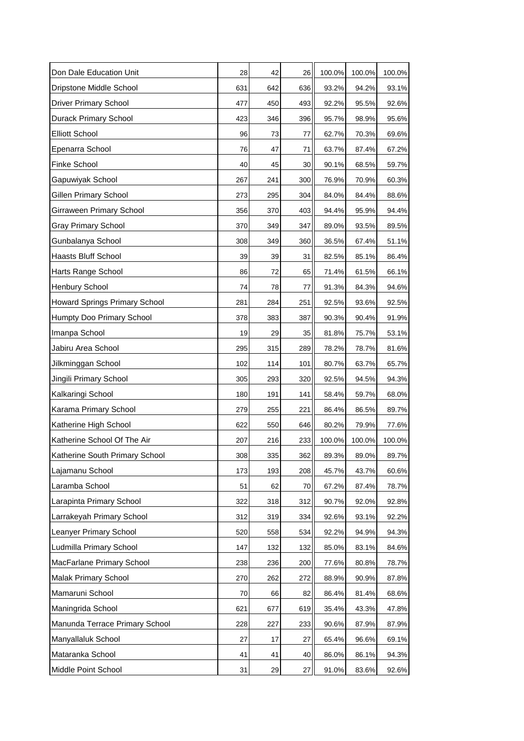| | | | | | | |
|---|---|---|---|---|---|---|
| Don Dale Education Unit | 28 | 42 | 26 | 100.0% | 100.0% | 100.0% |
| Dripstone Middle School | 631 | 642 | 636 | 93.2% | 94.2% | 93.1% |
| Driver Primary School | 477 | 450 | 493 | 92.2% | 95.5% | 92.6% |
| Durack Primary School | 423 | 346 | 396 | 95.7% | 98.9% | 95.6% |
| Elliott School | 96 | 73 | 77 | 62.7% | 70.3% | 69.6% |
| Epenarra School | 76 | 47 | 71 | 63.7% | 87.4% | 67.2% |
| Finke School | 40 | 45 | 30 | 90.1% | 68.5% | 59.7% |
| Gapuwiyak School | 267 | 241 | 300 | 76.9% | 70.9% | 60.3% |
| Gillen Primary School | 273 | 295 | 304 | 84.0% | 84.4% | 88.6% |
| Girraween Primary School | 356 | 370 | 403 | 94.4% | 95.9% | 94.4% |
| Gray Primary School | 370 | 349 | 347 | 89.0% | 93.5% | 89.5% |
| Gunbalanya School | 308 | 349 | 360 | 36.5% | 67.4% | 51.1% |
| Haasts Bluff School | 39 | 39 | 31 | 82.5% | 85.1% | 86.4% |
| Harts Range School | 86 | 72 | 65 | 71.4% | 61.5% | 66.1% |
| Henbury School | 74 | 78 | 77 | 91.3% | 84.3% | 94.6% |
| Howard Springs Primary School | 281 | 284 | 251 | 92.5% | 93.6% | 92.5% |
| Humpty Doo Primary School | 378 | 383 | 387 | 90.3% | 90.4% | 91.9% |
| Imanpa School | 19 | 29 | 35 | 81.8% | 75.7% | 53.1% |
| Jabiru Area School | 295 | 315 | 289 | 78.2% | 78.7% | 81.6% |
| Jilkminggan School | 102 | 114 | 101 | 80.7% | 63.7% | 65.7% |
| Jingili Primary School | 305 | 293 | 320 | 92.5% | 94.5% | 94.3% |
| Kalkaringi School | 180 | 191 | 141 | 58.4% | 59.7% | 68.0% |
| Karama Primary School | 279 | 255 | 221 | 86.4% | 86.5% | 89.7% |
| Katherine High School | 622 | 550 | 646 | 80.2% | 79.9% | 77.6% |
| Katherine School Of The Air | 207 | 216 | 233 | 100.0% | 100.0% | 100.0% |
| Katherine South Primary School | 308 | 335 | 362 | 89.3% | 89.0% | 89.7% |
| Lajamanu School | 173 | 193 | 208 | 45.7% | 43.7% | 60.6% |
| Laramba School | 51 | 62 | 70 | 67.2% | 87.4% | 78.7% |
| Larapinta Primary School | 322 | 318 | 312 | 90.7% | 92.0% | 92.8% |
| Larrakeyah Primary School | 312 | 319 | 334 | 92.6% | 93.1% | 92.2% |
| Leanyer Primary School | 520 | 558 | 534 | 92.2% | 94.9% | 94.3% |
| Ludmilla Primary School | 147 | 132 | 132 | 85.0% | 83.1% | 84.6% |
| MacFarlane Primary School | 238 | 236 | 200 | 77.6% | 80.8% | 78.7% |
| Malak Primary School | 270 | 262 | 272 | 88.9% | 90.9% | 87.8% |
| Mamaruni School | 70 | 66 | 82 | 86.4% | 81.4% | 68.6% |
| Maningrida School | 621 | 677 | 619 | 35.4% | 43.3% | 47.8% |
| Manunda Terrace Primary School | 228 | 227 | 233 | 90.6% | 87.9% | 87.9% |
| Manyallaluk School | 27 | 17 | 27 | 65.4% | 96.6% | 69.1% |
| Mataranka School | 41 | 41 | 40 | 86.0% | 86.1% | 94.3% |
| Middle Point School | 31 | 29 | 27 | 91.0% | 83.6% | 92.6% |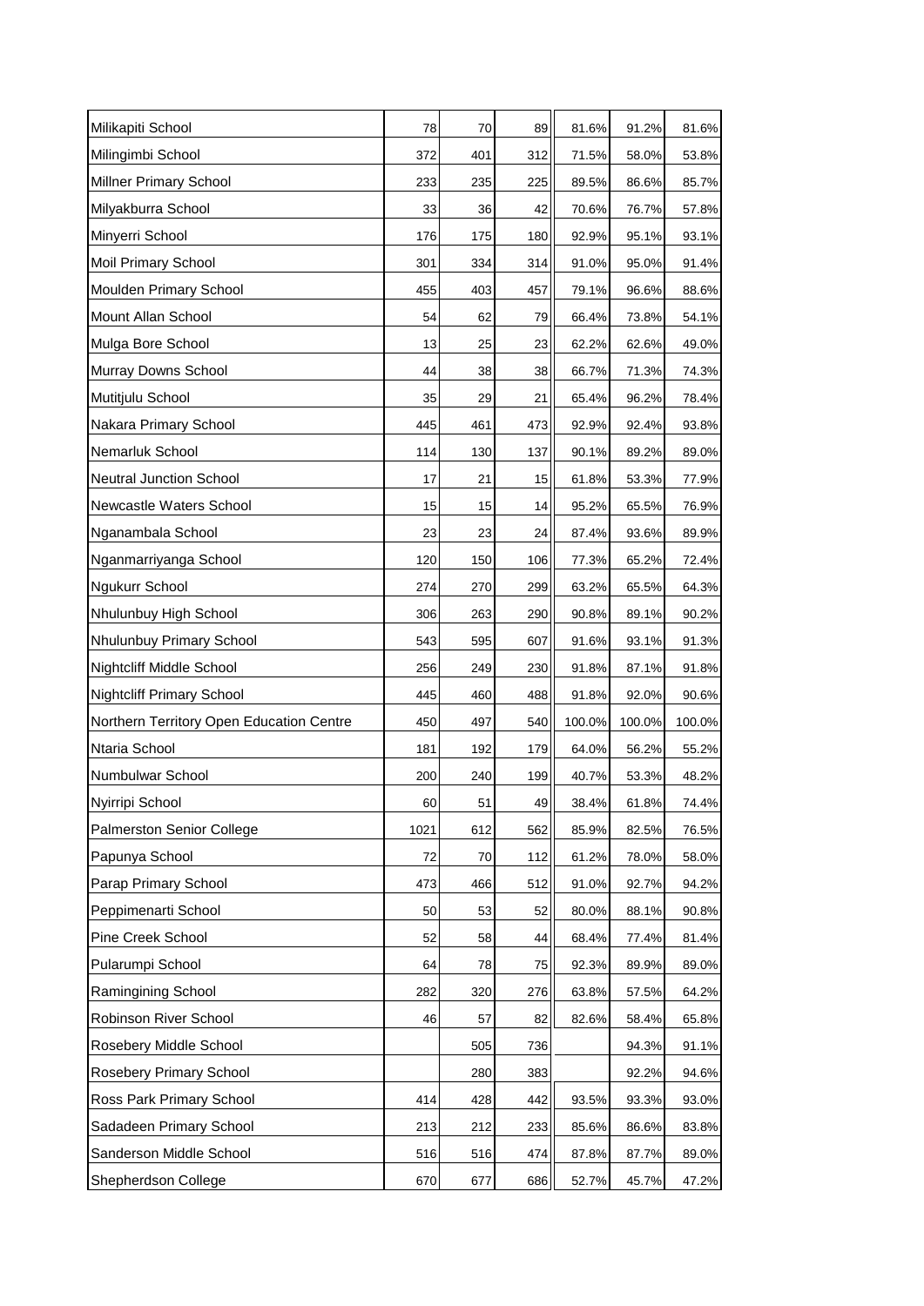| | | | | | | |
|---|---|---|---|---|---|---|
| Milikapiti School | 78 | 70 | 89 | 81.6% | 91.2% | 81.6% |
| Milingimbi School | 372 | 401 | 312 | 71.5% | 58.0% | 53.8% |
| Millner Primary School | 233 | 235 | 225 | 89.5% | 86.6% | 85.7% |
| Milyakburra School | 33 | 36 | 42 | 70.6% | 76.7% | 57.8% |
| Minyerri School | 176 | 175 | 180 | 92.9% | 95.1% | 93.1% |
| Moil Primary School | 301 | 334 | 314 | 91.0% | 95.0% | 91.4% |
| Moulden Primary School | 455 | 403 | 457 | 79.1% | 96.6% | 88.6% |
| Mount Allan School | 54 | 62 | 79 | 66.4% | 73.8% | 54.1% |
| Mulga Bore School | 13 | 25 | 23 | 62.2% | 62.6% | 49.0% |
| Murray Downs School | 44 | 38 | 38 | 66.7% | 71.3% | 74.3% |
| Mutitjulu School | 35 | 29 | 21 | 65.4% | 96.2% | 78.4% |
| Nakara Primary School | 445 | 461 | 473 | 92.9% | 92.4% | 93.8% |
| Nemarluk School | 114 | 130 | 137 | 90.1% | 89.2% | 89.0% |
| Neutral Junction School | 17 | 21 | 15 | 61.8% | 53.3% | 77.9% |
| Newcastle Waters School | 15 | 15 | 14 | 95.2% | 65.5% | 76.9% |
| Nganambala School | 23 | 23 | 24 | 87.4% | 93.6% | 89.9% |
| Nganmarriyanga School | 120 | 150 | 106 | 77.3% | 65.2% | 72.4% |
| Ngukurr School | 274 | 270 | 299 | 63.2% | 65.5% | 64.3% |
| Nhulunbuy High School | 306 | 263 | 290 | 90.8% | 89.1% | 90.2% |
| Nhulunbuy Primary School | 543 | 595 | 607 | 91.6% | 93.1% | 91.3% |
| Nightcliff Middle School | 256 | 249 | 230 | 91.8% | 87.1% | 91.8% |
| Nightcliff Primary School | 445 | 460 | 488 | 91.8% | 92.0% | 90.6% |
| Northern Territory Open Education Centre | 450 | 497 | 540 | 100.0% | 100.0% | 100.0% |
| Ntaria School | 181 | 192 | 179 | 64.0% | 56.2% | 55.2% |
| Numbulwar School | 200 | 240 | 199 | 40.7% | 53.3% | 48.2% |
| Nyirripi School | 60 | 51 | 49 | 38.4% | 61.8% | 74.4% |
| Palmerston Senior College | 1021 | 612 | 562 | 85.9% | 82.5% | 76.5% |
| Papunya School | 72 | 70 | 112 | 61.2% | 78.0% | 58.0% |
| Parap Primary School | 473 | 466 | 512 | 91.0% | 92.7% | 94.2% |
| Peppimenarti School | 50 | 53 | 52 | 80.0% | 88.1% | 90.8% |
| Pine Creek School | 52 | 58 | 44 | 68.4% | 77.4% | 81.4% |
| Pularumpi School | 64 | 78 | 75 | 92.3% | 89.9% | 89.0% |
| Ramingining School | 282 | 320 | 276 | 63.8% | 57.5% | 64.2% |
| Robinson River School | 46 | 57 | 82 | 82.6% | 58.4% | 65.8% |
| Rosebery Middle School | | 505 | 736 | | 94.3% | 91.1% |
| Rosebery Primary School | | 280 | 383 | | 92.2% | 94.6% |
| Ross Park Primary School | 414 | 428 | 442 | 93.5% | 93.3% | 93.0% |
| Sadadeen Primary School | 213 | 212 | 233 | 85.6% | 86.6% | 83.8% |
| Sanderson Middle School | 516 | 516 | 474 | 87.8% | 87.7% | 89.0% |
| Shepherdson College | 670 | 677 | 686 | 52.7% | 45.7% | 47.2% |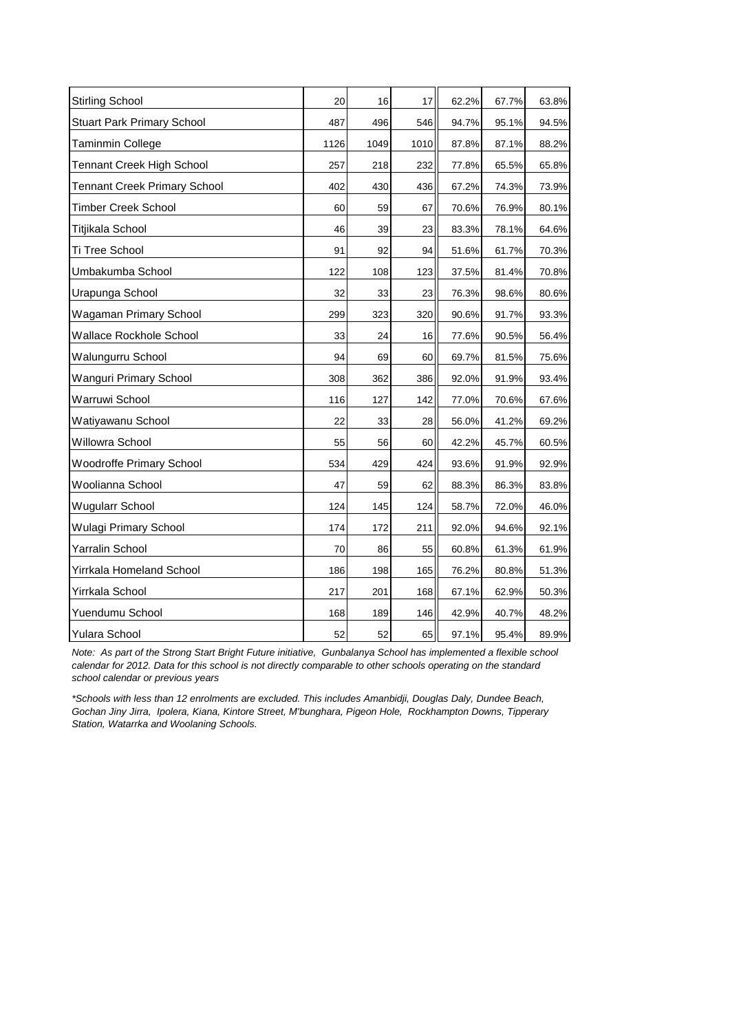| | | | | | | |
|---|---|---|---|---|---|---|
| Stirling School | 20 | 16 | 17 | 62.2% | 67.7% | 63.8% |
| Stuart Park Primary School | 487 | 496 | 546 | 94.7% | 95.1% | 94.5% |
| Taminmin College | 1126 | 1049 | 1010 | 87.8% | 87.1% | 88.2% |
| Tennant Creek High School | 257 | 218 | 232 | 77.8% | 65.5% | 65.8% |
| Tennant Creek Primary School | 402 | 430 | 436 | 67.2% | 74.3% | 73.9% |
| Timber Creek School | 60 | 59 | 67 | 70.6% | 76.9% | 80.1% |
| Titjikala School | 46 | 39 | 23 | 83.3% | 78.1% | 64.6% |
| Ti Tree School | 91 | 92 | 94 | 51.6% | 61.7% | 70.3% |
| Umbakumba School | 122 | 108 | 123 | 37.5% | 81.4% | 70.8% |
| Urapunga School | 32 | 33 | 23 | 76.3% | 98.6% | 80.6% |
| Wagaman Primary School | 299 | 323 | 320 | 90.6% | 91.7% | 93.3% |
| Wallace Rockhole School | 33 | 24 | 16 | 77.6% | 90.5% | 56.4% |
| Walungurru School | 94 | 69 | 60 | 69.7% | 81.5% | 75.6% |
| Wanguri Primary School | 308 | 362 | 386 | 92.0% | 91.9% | 93.4% |
| Warruwi School | 116 | 127 | 142 | 77.0% | 70.6% | 67.6% |
| Watiyawanu School | 22 | 33 | 28 | 56.0% | 41.2% | 69.2% |
| Willowra School | 55 | 56 | 60 | 42.2% | 45.7% | 60.5% |
| Woodroffe Primary School | 534 | 429 | 424 | 93.6% | 91.9% | 92.9% |
| Woolianna School | 47 | 59 | 62 | 88.3% | 86.3% | 83.8% |
| Wugularr School | 124 | 145 | 124 | 58.7% | 72.0% | 46.0% |
| Wulagi Primary School | 174 | 172 | 211 | 92.0% | 94.6% | 92.1% |
| Yarralin School | 70 | 86 | 55 | 60.8% | 61.3% | 61.9% |
| Yirrkala Homeland School | 186 | 198 | 165 | 76.2% | 80.8% | 51.3% |
| Yirrkala School | 217 | 201 | 168 | 67.1% | 62.9% | 50.3% |
| Yuendumu School | 168 | 189 | 146 | 42.9% | 40.7% | 48.2% |
| Yulara School | 52 | 52 | 65 | 97.1% | 95.4% | 89.9% |

*Note: As part of the Strong Start Bright Future initiative, Gunbalanya School has implemented a flexible school calendar for 2012. Data for this school is not directly comparable to other schools operating on the standard school calendar or previous years*

*\*Schools with less than 12 enrolments are excluded. This includes Amanbidji, Douglas Daly, Dundee Beach, Gochan Jiny Jirra, Ipolera, Kiana, Kintore Street, M'bunghara, Pigeon Hole, Rockhampton Downs, Tipperary Station, Watarrka and Woolaning Schools.*